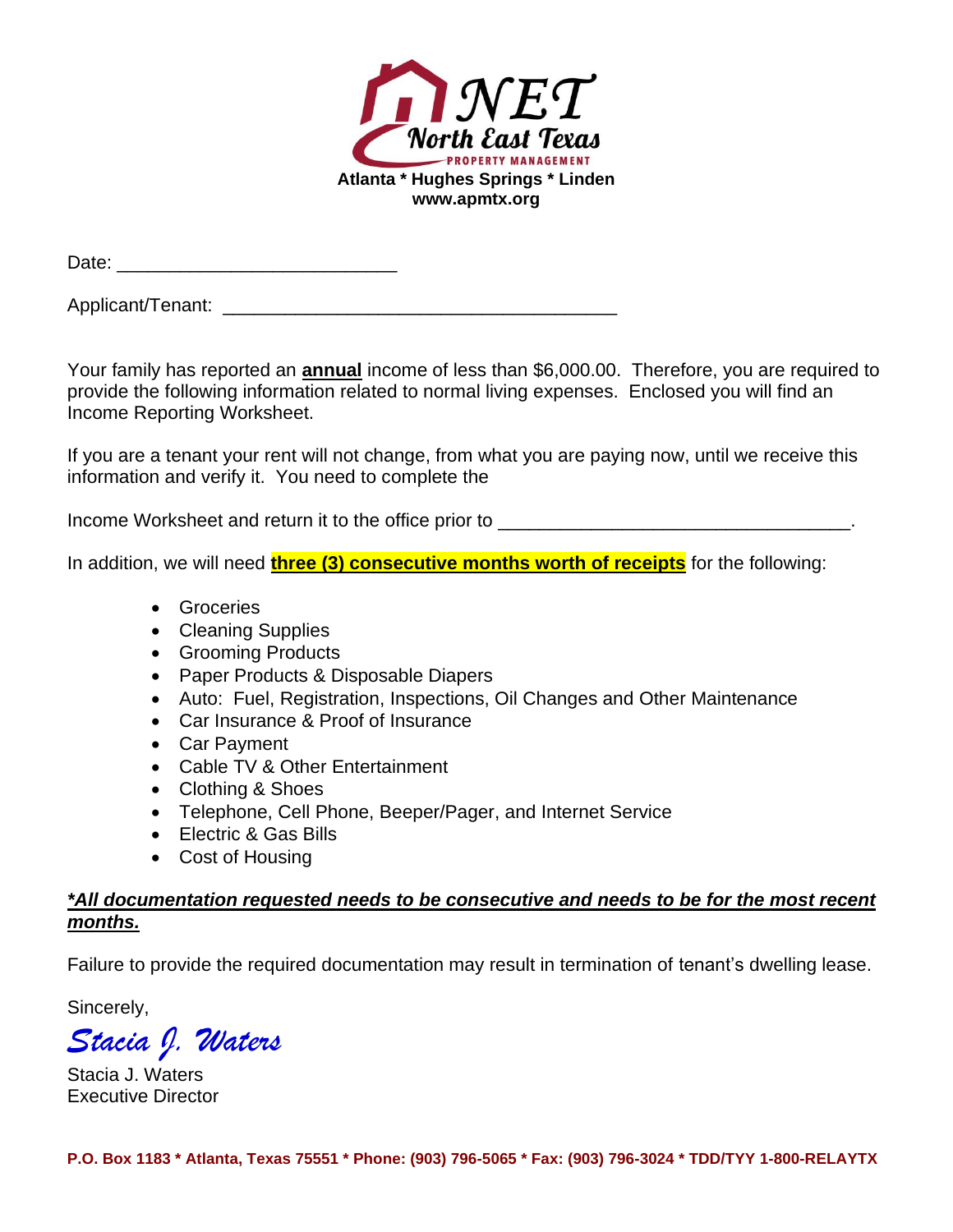# NET North East Texas PROPERTY MANAGEMENT

**Atlanta * Hughes Springs * Linden**
**www.apmtx.org**

Date: ___________________________

Applicant/Tenant: ______________________________________

Your family has reported an **annual** income of less than $6,000.00. Therefore, you are required to provide the following information related to normal living expenses. Enclosed you will find an Income Reporting Worksheet.

If you are a tenant your rent will not change, from what you are paying now, until we receive this information and verify it. You need to complete the

Income Worksheet and return it to the office prior to __________________________________.

In addition, we will need **three (3) consecutive months worth of receipts** for the following:

- Groceries
- Cleaning Supplies
- Grooming Products
- Paper Products & Disposable Diapers
- Auto: Fuel, Registration, Inspections, Oil Changes and Other Maintenance
- Car Insurance & Proof of Insurance
- Car Payment
- Cable TV & Other Entertainment
- Clothing & Shoes
- Telephone, Cell Phone, Beeper/Pager, and Internet Service
- Electric & Gas Bills
- Cost of Housing

***All documentation requested needs to be consecutive and needs to be for the most recent months.***

Failure to provide the required documentation may result in termination of tenant's dwelling lease.

Sincerely,

*Stacia J. Waters*

Stacia J. Waters
Executive Director

**P.O. Box 1183 * Atlanta, Texas 75551 * Phone: (903) 796-5065 * Fax: (903) 796-3024 * TDD/TYY 1-800-RELAYTX**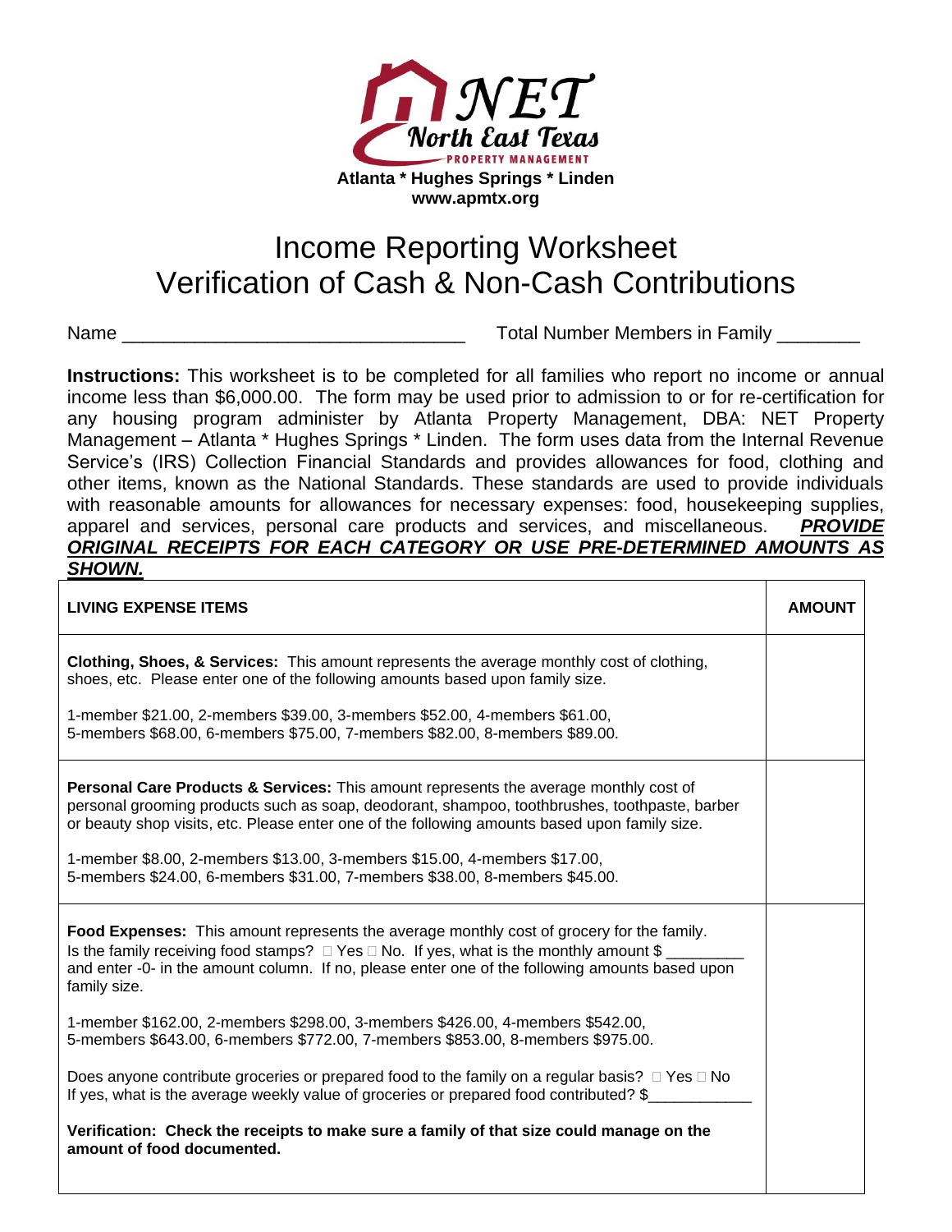NET North East Texas PROPERTY MANAGEMENT

**Atlanta * Hughes Springs * Linden**
**www.apmtx.org**

# Income Reporting Worksheet
# Verification of Cash & Non-Cash Contributions

Name ________________________________ Total Number Members in Family ________

**Instructions:** This worksheet is to be completed for all families who report no income or annual income less than $6,000.00. The form may be used prior to admission to or for re-certification for any housing program administer by Atlanta Property Management, DBA: NET Property Management – Atlanta * Hughes Springs * Linden. The form uses data from the Internal Revenue Service's (IRS) Collection Financial Standards and provides allowances for food, clothing and other items, known as the National Standards. These standards are used to provide individuals with reasonable amounts for allowances for necessary expenses: food, housekeeping supplies, apparel and services, personal care products and services, and miscellaneous. ***PROVIDE ORIGINAL RECEIPTS FOR EACH CATEGORY OR USE PRE-DETERMINED AMOUNTS AS SHOWN.***

| LIVING EXPENSE ITEMS | AMOUNT |
|---|---|
| **Clothing, Shoes, & Services:** This amount represents the average monthly cost of clothing, shoes, etc. Please enter one of the following amounts based upon family size.<br><br>1-member $21.00, 2-members $39.00, 3-members $52.00, 4-members $61.00, 5-members $68.00, 6-members $75.00, 7-members $82.00, 8-members $89.00. | |
| **Personal Care Products & Services:** This amount represents the average monthly cost of personal grooming products such as soap, deodorant, shampoo, toothbrushes, toothpaste, barber or beauty shop visits, etc. Please enter one of the following amounts based upon family size.<br><br>1-member $8.00, 2-members $13.00, 3-members $15.00, 4-members $17.00, 5-members $24.00, 6-members $31.00, 7-members $38.00, 8-members $45.00. | |
| **Food Expenses:** This amount represents the average monthly cost of grocery for the family. Is the family receiving food stamps? ☐ Yes ☐ No. If yes, what is the monthly amount $ _________ and enter -0- in the amount column. If no, please enter one of the following amounts based upon family size.<br><br>1-member $162.00, 2-members $298.00, 3-members $426.00, 4-members $542.00, 5-members $643.00, 6-members $772.00, 7-members $853.00, 8-members $975.00.<br><br>Does anyone contribute groceries or prepared food to the family on a regular basis? ☐ Yes ☐ No If yes, what is the average weekly value of groceries or prepared food contributed? $____________<br><br>**Verification: Check the receipts to make sure a family of that size could manage on the amount of food documented.** | |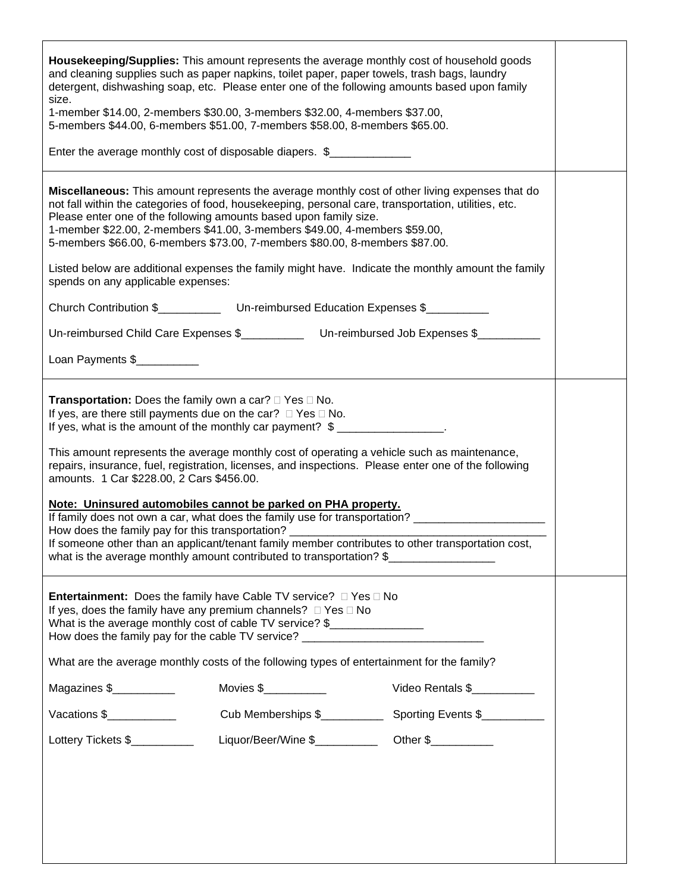| | |
|---|---|
| **Housekeeping/Supplies:** This amount represents the average monthly cost of household goods and cleaning supplies such as paper napkins, toilet paper, paper towels, trash bags, laundry detergent, dishwashing soap, etc. Please enter one of the following amounts based upon family size.<br>1-member \$14.00, 2-members \$30.00, 3-members \$32.00, 4-members \$37.00,<br>5-members \$44.00, 6-members \$51.00, 7-members \$58.00, 8-members \$65.00.<br><br>Enter the average monthly cost of disposable diapers. \$_____________ | |
| **Miscellaneous:** This amount represents the average monthly cost of other living expenses that do not fall within the categories of food, housekeeping, personal care, transportation, utilities, etc. Please enter one of the following amounts based upon family size.<br>1-member \$22.00, 2-members \$41.00, 3-members \$49.00, 4-members \$59.00,<br>5-members \$66.00, 6-members \$73.00, 7-members \$80.00, 8-members \$87.00.<br><br>Listed below are additional expenses the family might have. Indicate the monthly amount the family spends on any applicable expenses:<br><br>Church Contribution \$__________ Un-reimbursed Education Expenses \$__________<br><br>Un-reimbursed Child Care Expenses \$__________ Un-reimbursed Job Expenses \$__________<br><br>Loan Payments \$__________ | |
| **Transportation:** Does the family own a car? ☐ Yes ☐ No.<br>If yes, are there still payments due on the car? ☐ Yes ☐ No.<br>If yes, what is the amount of the monthly car payment? \$ _________________.<br><br>This amount represents the average monthly cost of operating a vehicle such as maintenance, repairs, insurance, fuel, registration, licenses, and inspections. Please enter one of the following amounts. 1 Car \$228.00, 2 Cars \$456.00.<br><br>**<u>Note: Uninsured automobiles cannot be parked on PHA property.</u>**<br>If family does not own a car, what does the family use for transportation? _____________________<br>How does the family pay for this transportation? __________________________________________<br>If someone other than an applicant/tenant family member contributes to other transportation cost, what is the average monthly amount contributed to transportation? \$_________________ | |
| **Entertainment:** Does the family have Cable TV service? ☐ Yes ☐ No<br>If yes, does the family have any premium channels? ☐ Yes ☐ No<br>What is the average monthly cost of cable TV service? \$_______________<br>How does the family pay for the cable TV service? _____________________________<br><br>What are the average monthly costs of the following types of entertainment for the family?<br><br>Magazines \$__________ Movies \$__________ Video Rentals \$__________<br><br>Vacations \$___________ Cub Memberships \$__________ Sporting Events \$__________<br><br>Lottery Tickets \$__________ Liquor/Beer/Wine \$__________ Other \$__________ | |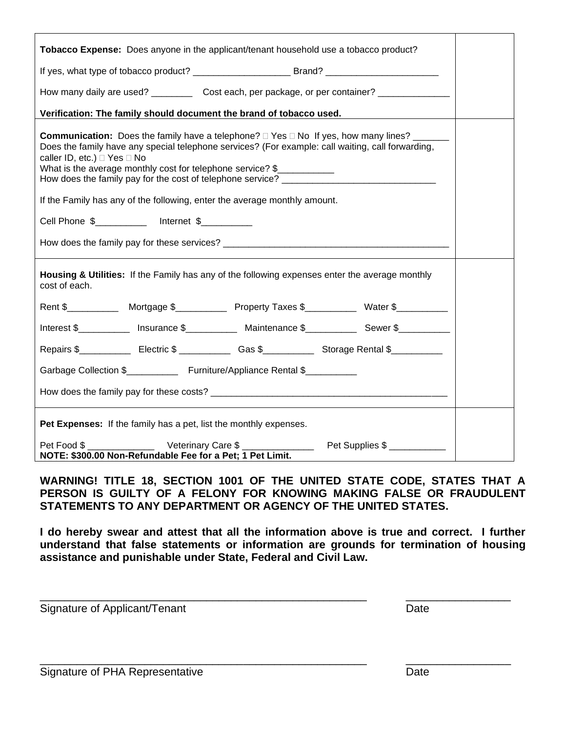| | |
|---|---|
| **Tobacco Expense:** Does anyone in the applicant/tenant household use a tobacco product?<br><br>If yes, what type of tobacco product? ___________________ Brand? ______________________<br><br>How many daily are used? ________ Cost each, per package, or per container? ______________<br><br>**Verification: The family should document the brand of tobacco used.** | |
| **Communication:** Does the family have a telephone? ☐ Yes ☐ No If yes, how many lines? _______<br>Does the family have any special telephone services? (For example: call waiting, call forwarding, caller ID, etc.) ☐ Yes ☐ No<br>What is the average monthly cost for telephone service? $___________<br>How does the family pay for the cost of telephone service? ______________________________<br><br>If the Family has any of the following, enter the average monthly amount.<br><br>Cell Phone $__________ Internet $_________<br><br>How does the family pay for these services? _____________________________________________ | |
| **Housing & Utilities:** If the Family has any of the following expenses enter the average monthly cost of each.<br><br>Rent $__________ Mortgage $__________ Property Taxes $__________ Water $__________<br><br>Interest $__________ Insurance $__________ Maintenance $__________ Sewer $__________<br><br>Repairs $__________ Electric $ __________ Gas $__________ Storage Rental $__________<br><br>Garbage Collection $__________ Furniture/Appliance Rental $__________<br><br>How does the family pay for these costs? _______________________________________________ | |
| **Pet Expenses:** If the family has a pet, list the monthly expenses.<br><br>Pet Food $ _____________ Veterinary Care $ ______________ Pet Supplies $ ___________<br>**NOTE: $300.00 Non-Refundable Fee for a Pet; 1 Pet Limit.** | |

**WARNING! TITLE 18, SECTION 1001 OF THE UNITED STATE CODE, STATES THAT A PERSON IS GUILTY OF A FELONY FOR KNOWING MAKING FALSE OR FRAUDULENT STATEMENTS TO ANY DEPARTMENT OR AGENCY OF THE UNITED STATES.**

**I do hereby swear and attest that all the information above is true and correct. I further understand that false statements or information are grounds for termination of housing assistance and punishable under State, Federal and Civil Law.**

_______________________________________________________ _________________

Signature of Applicant/Tenant Date

_______________________________________________________ _________________

Signature of PHA Representative Date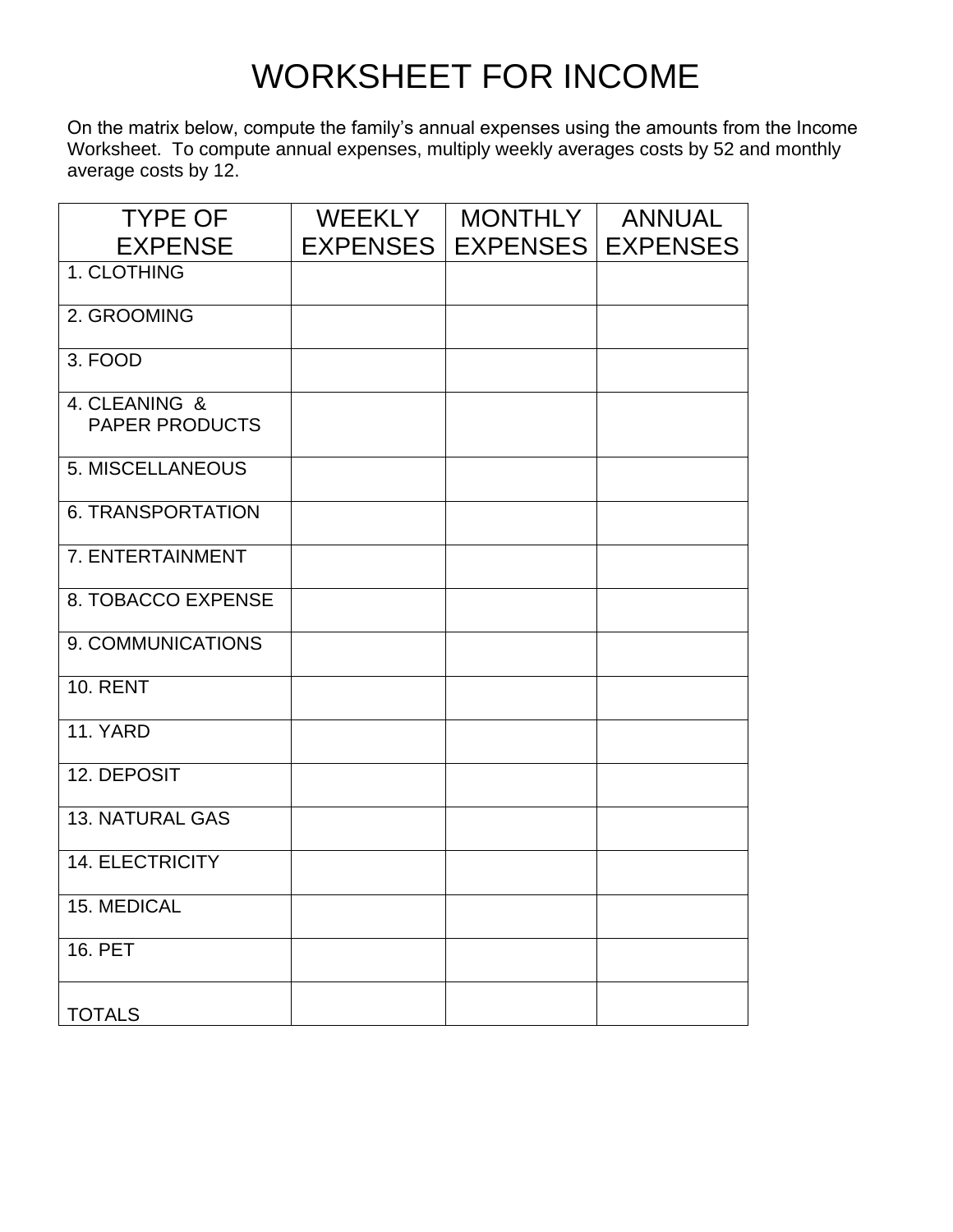# WORKSHEET FOR INCOME

On the matrix below, compute the family's annual expenses using the amounts from the Income Worksheet. To compute annual expenses, multiply weekly averages costs by 52 and monthly average costs by 12.

| TYPE OF EXPENSE | WEEKLY EXPENSES | MONTHLY EXPENSES | ANNUAL EXPENSES |
|---|---|---|---|
| 1. CLOTHING | | | |
| 2. GROOMING | | | |
| 3. FOOD | | | |
| 4. CLEANING & PAPER PRODUCTS | | | |
| 5. MISCELLANEOUS | | | |
| 6. TRANSPORTATION | | | |
| 7. ENTERTAINMENT | | | |
| 8. TOBACCO EXPENSE | | | |
| 9. COMMUNICATIONS | | | |
| 10. RENT | | | |
| 11. YARD | | | |
| 12. DEPOSIT | | | |
| 13. NATURAL GAS | | | |
| 14. ELECTRICITY | | | |
| 15. MEDICAL | | | |
| 16. PET | | | |
| TOTALS | | | |